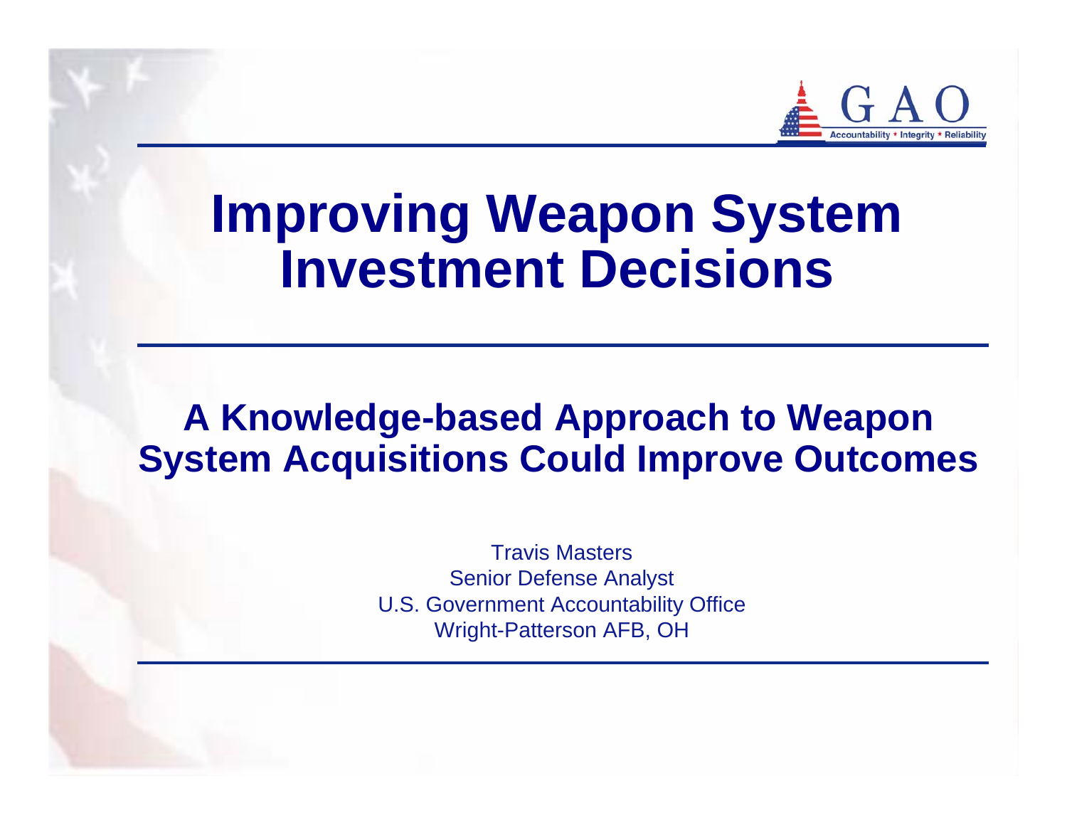# Improving Weapon System Investment Decisions

## A Knowledge-based Approach to Weapon System Acquisitions Could Improve Outcomes

Travis Masters
Senior Defense Analyst
U.S. Government Accountability Office
Wright-Patterson AFB, OH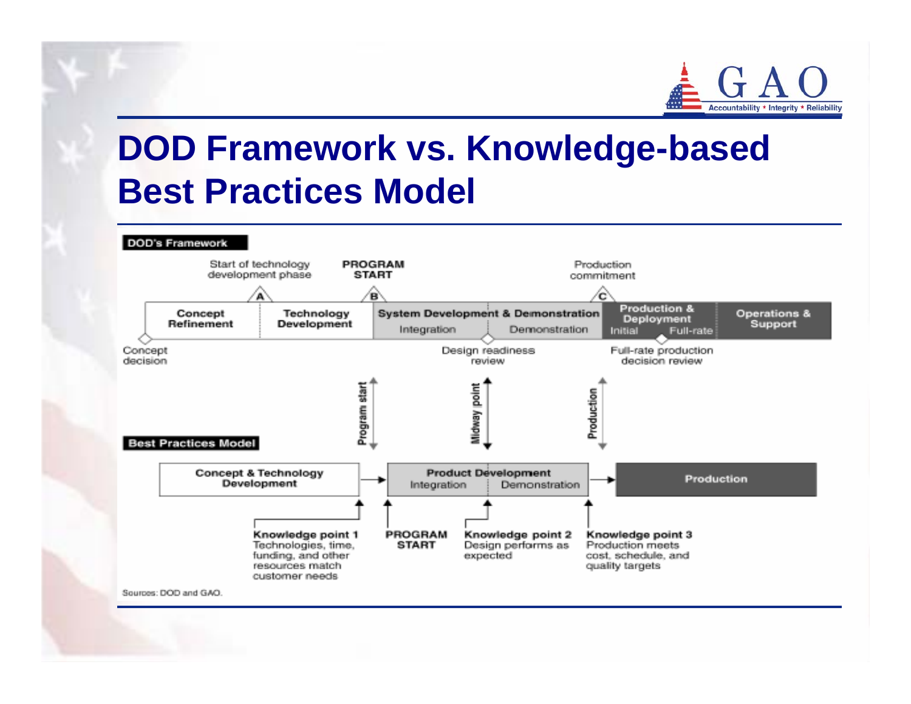# DOD Framework vs. Knowledge-based Best Practices Model

**DOD's Framework**

Start of technology development phase (A) — **PROGRAM START** (B) — Production commitment (C)

| Concept Refinement | Technology Development | System Development & Demonstration | | Production & Deployment | | Operations & Support |
|---|---|---|---|---|---|---|
| | | Integration | Demonstration | Initial | Full-rate | |

Concept decision — Design readiness review — Full-rate production decision review

Program start — Midway point — Production

**Best Practices Model**

| Concept & Technology Development | → | Product Development | | → | Production |
|---|---|---|---|---|---|
| | | Integration | Demonstration | | |

**Knowledge point 1**
Technologies, time, funding, and other resources match customer needs

**PROGRAM START**

**Knowledge point 2**
Design performs as expected

**Knowledge point 3**
Production meets cost, schedule, and quality targets

Sources: DOD and GAO.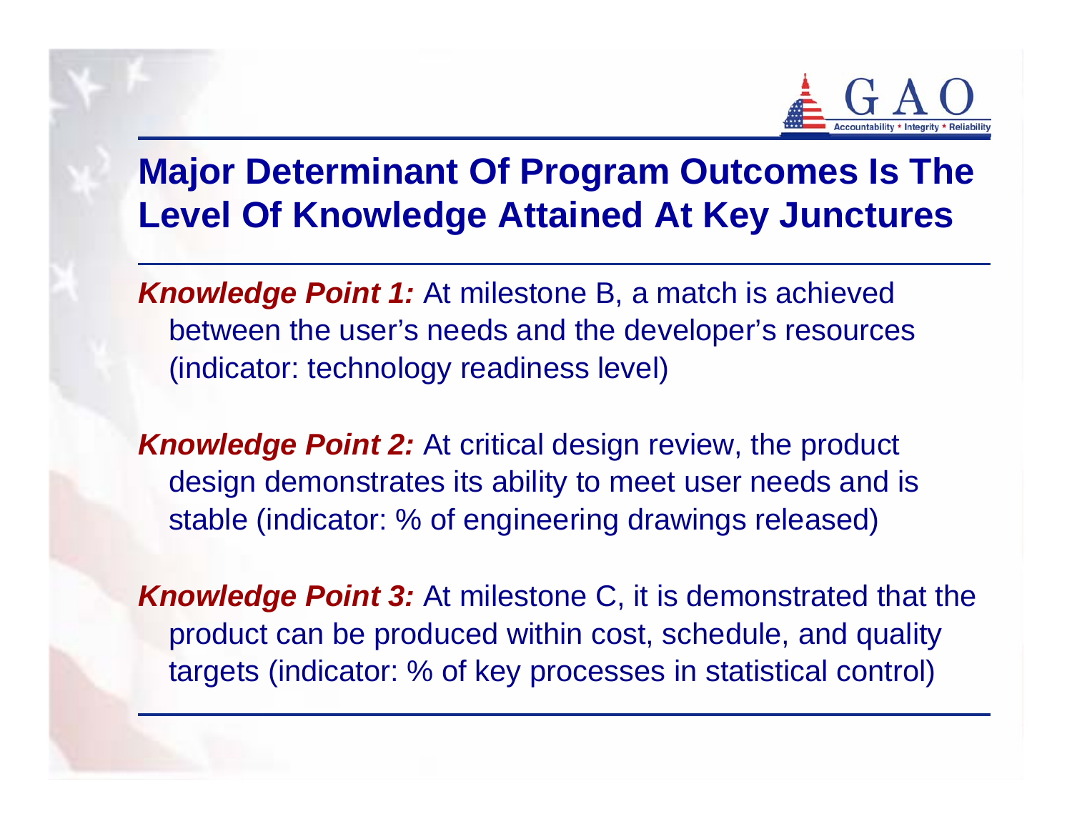# Major Determinant Of Program Outcomes Is The Level Of Knowledge Attained At Key Junctures

***Knowledge Point 1:*** At milestone B, a match is achieved between the user's needs and the developer's resources (indicator: technology readiness level)

***Knowledge Point 2:*** At critical design review, the product design demonstrates its ability to meet user needs and is stable (indicator: % of engineering drawings released)

***Knowledge Point 3:*** At milestone C, it is demonstrated that the product can be produced within cost, schedule, and quality targets (indicator: % of key processes in statistical control)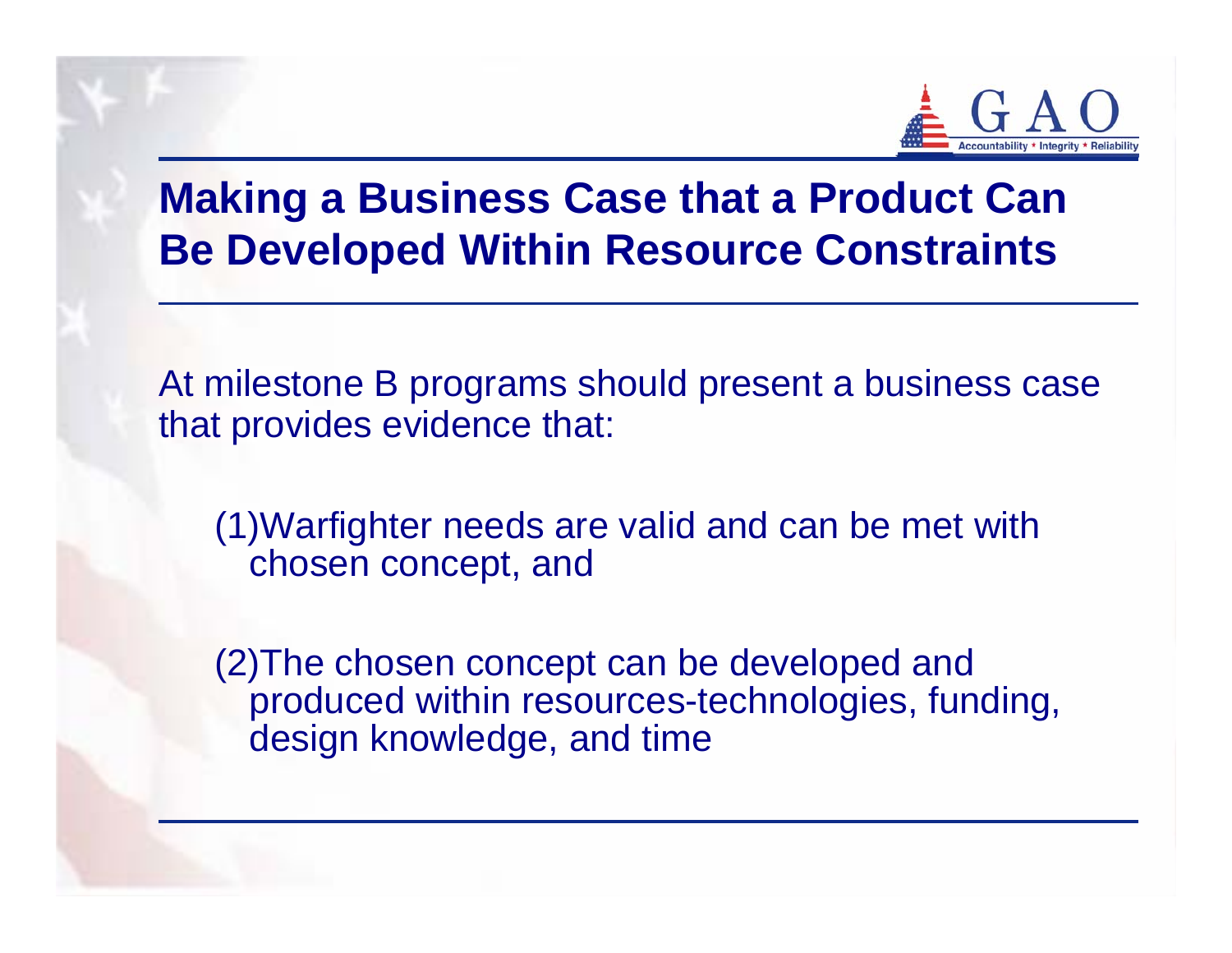# Making a Business Case that a Product Can Be Developed Within Resource Constraints

At milestone B programs should present a business case that provides evidence that:

(1) Warfighter needs are valid and can be met with chosen concept, and

(2) The chosen concept can be developed and produced within resources-technologies, funding, design knowledge, and time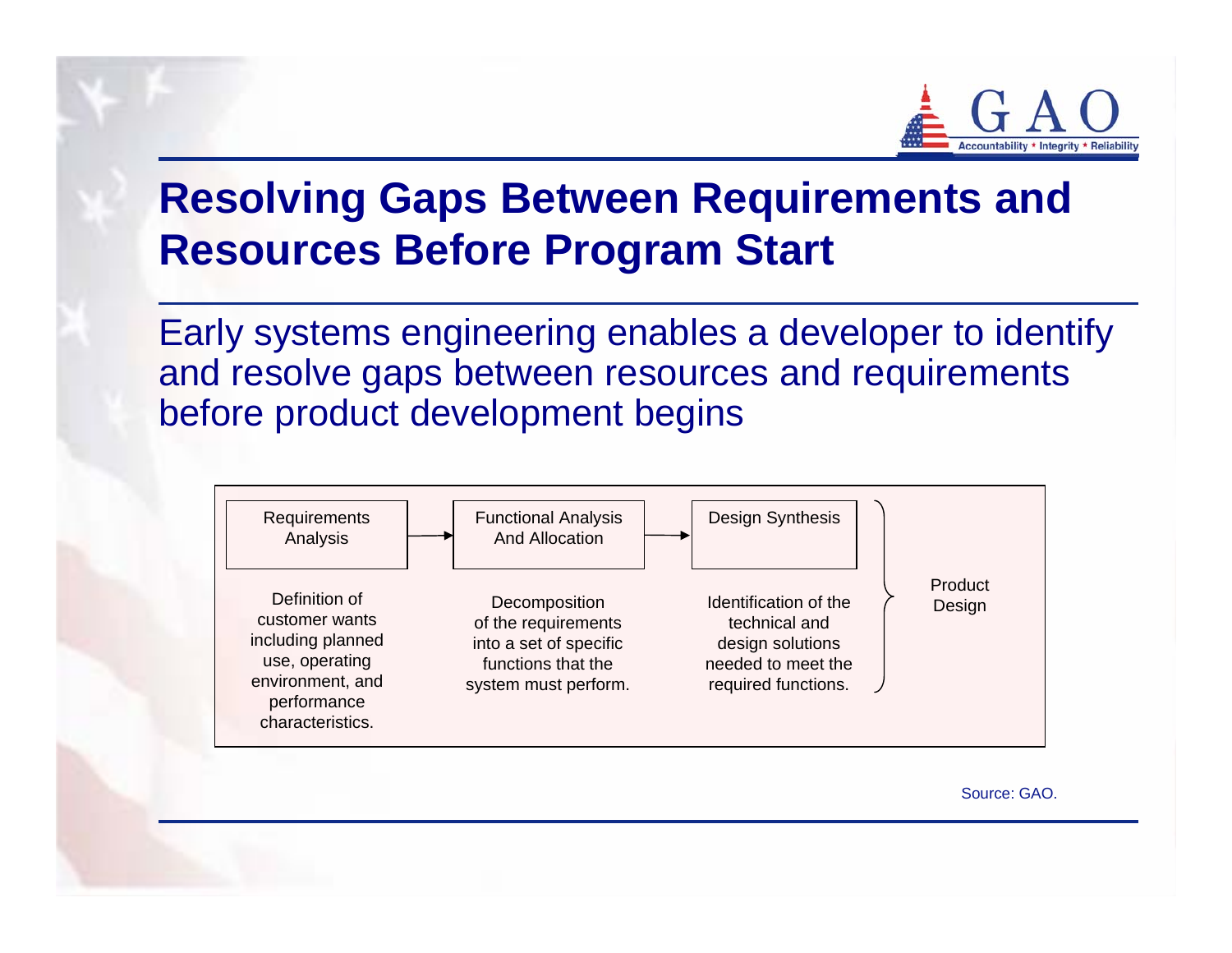# Resolving Gaps Between Requirements and Resources Before Program Start

Early systems engineering enables a developer to identify and resolve gaps between resources and requirements before product development begins

| Requirements Analysis | → | Functional Analysis And Allocation | → | Design Synthesis | |
|---|---|---|---|---|---|
| Definition of customer wants including planned use, operating environment, and performance characteristics. | | Decomposition of the requirements into a set of specific functions that the system must perform. | | Identification of the technical and design solutions needed to meet the required functions. | } Product Design |

Source: GAO.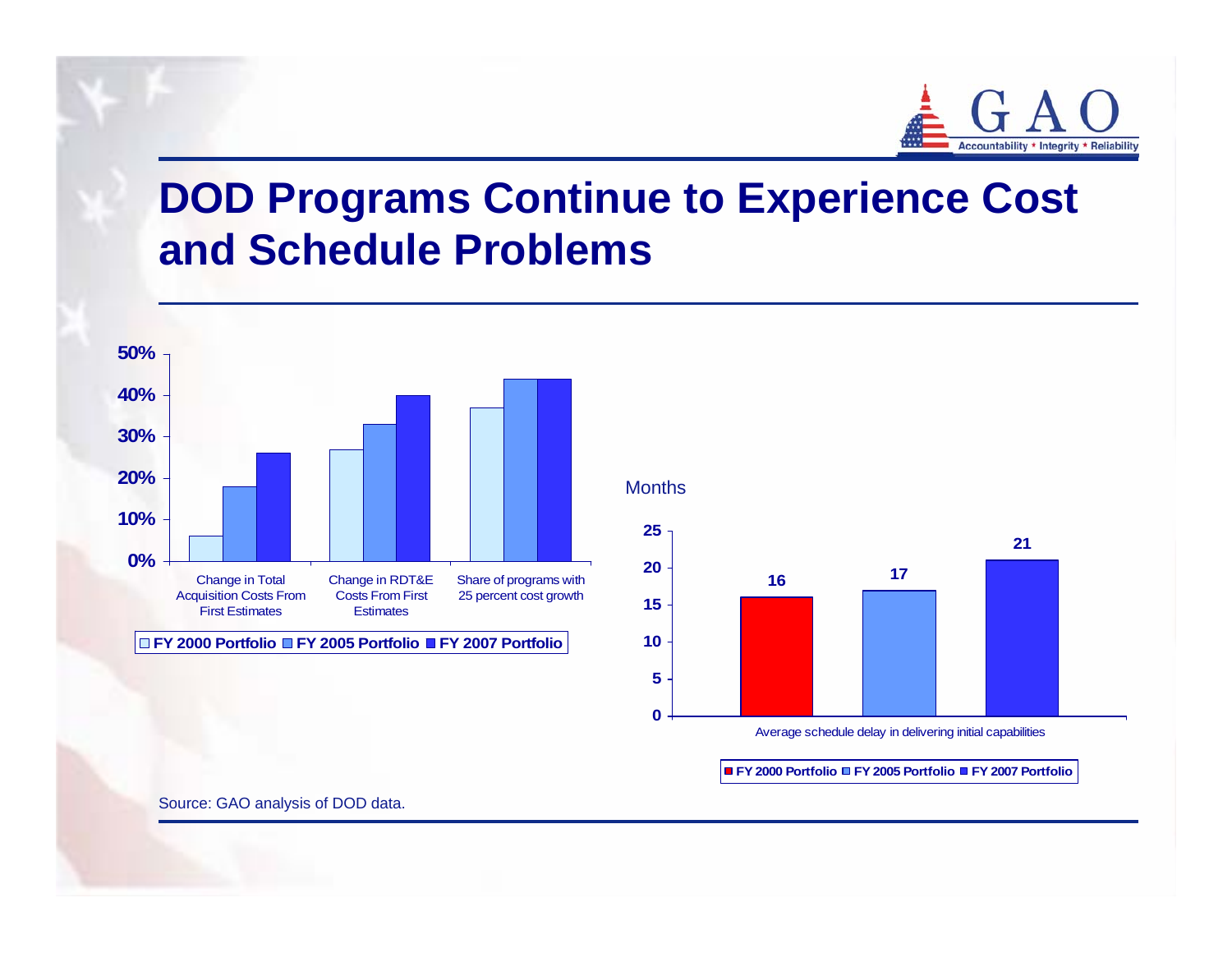# DOD Programs Continue to Experience Cost and Schedule Problems

| | FY 2000 Portfolio | FY 2005 Portfolio | FY 2007 Portfolio |
|---|---|---|---|
| Change in Total Acquisition Costs From First Estimates | 6% | 18% | 26% |
| Change in RDT&E Costs From First Estimates | 27% | 33% | 40% |
| Share of programs with 25 percent cost growth | 37% | 44% | 44% |

Months

| | FY 2000 Portfolio | FY 2005 Portfolio | FY 2007 Portfolio |
|---|---|---|---|
| Average schedule delay in delivering initial capabilities | 16 | 17 | 21 |

Source: GAO analysis of DOD data.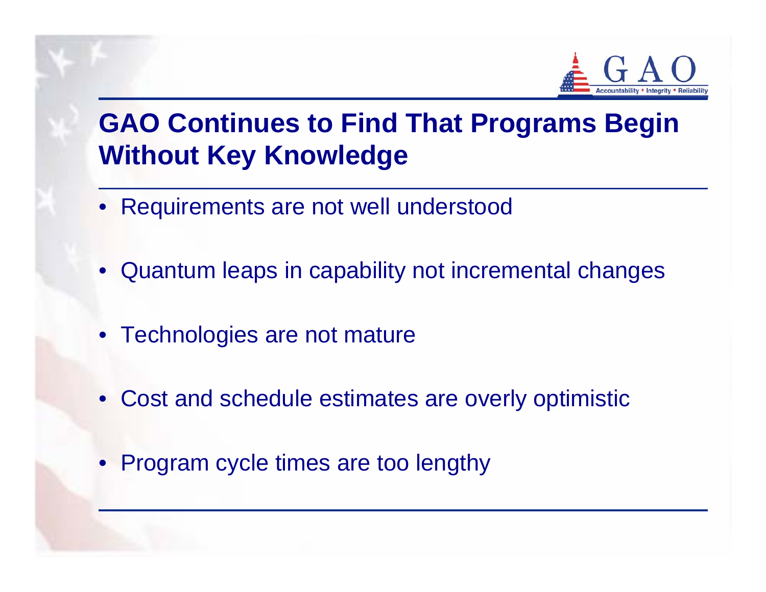# GAO Continues to Find That Programs Begin Without Key Knowledge

- Requirements are not well understood
- Quantum leaps in capability not incremental changes
- Technologies are not mature
- Cost and schedule estimates are overly optimistic
- Program cycle times are too lengthy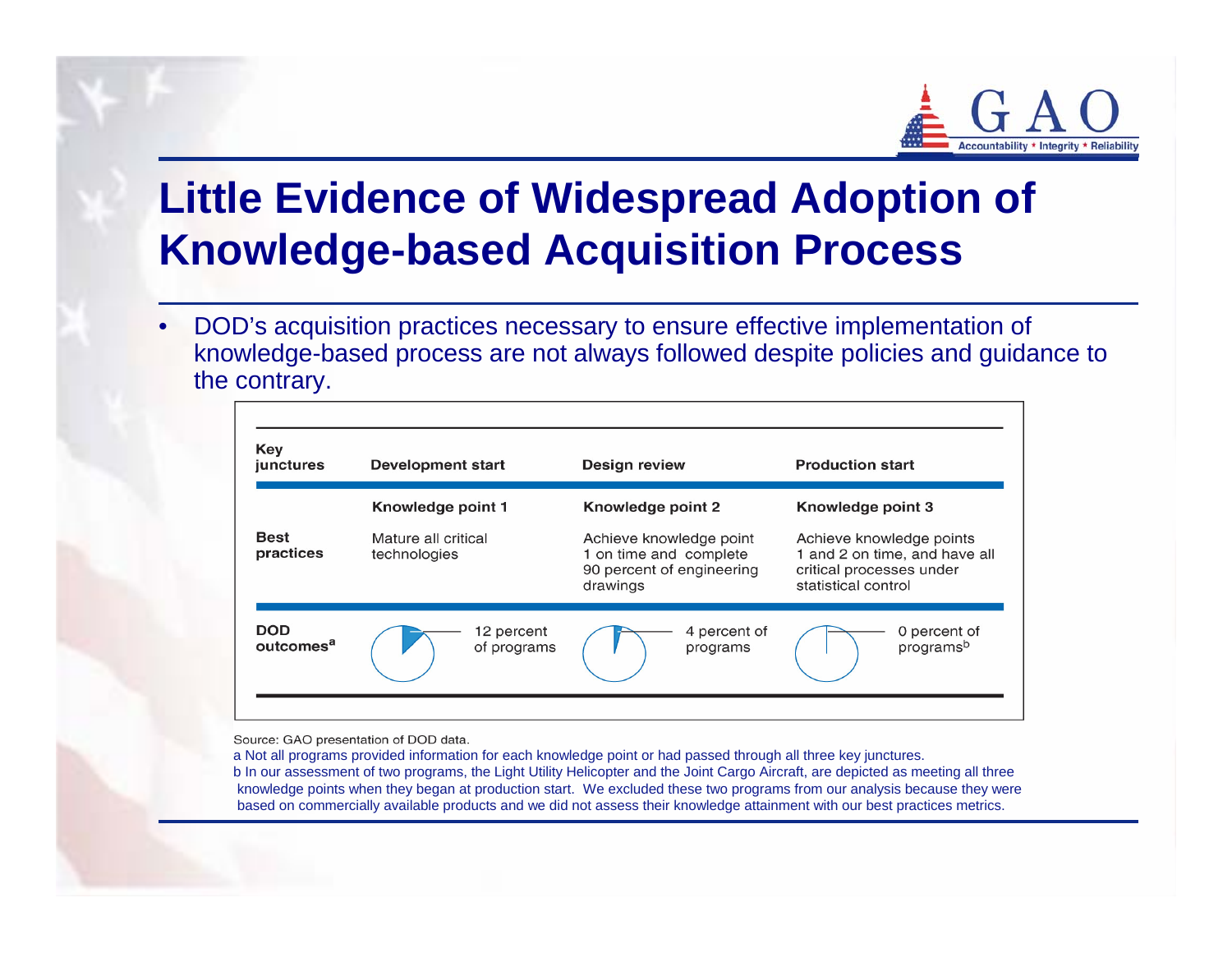# Little Evidence of Widespread Adoption of Knowledge-based Acquisition Process

- DOD's acquisition practices necessary to ensure effective implementation of knowledge-based process are not always followed despite policies and guidance to the contrary.

| Key junctures | Development start | Design review | Production start |
|---|---|---|---|
| | **Knowledge point 1** | **Knowledge point 2** | **Knowledge point 3** |
| **Best practices** | Mature all critical technologies | Achieve knowledge point 1 on time and complete 90 percent of engineering drawings | Achieve knowledge points 1 and 2 on time, and have all critical processes under statistical control |
| **DOD outcomes**[a] | 12 percent of programs | 4 percent of programs | 0 percent of programs[b] |

Source: GAO presentation of DOD data.

a Not all programs provided information for each knowledge point or had passed through all three key junctures.

b In our assessment of two programs, the Light Utility Helicopter and the Joint Cargo Aircraft, are depicted as meeting all three knowledge points when they began at production start. We excluded these two programs from our analysis because they were based on commercially available products and we did not assess their knowledge attainment with our best practices metrics.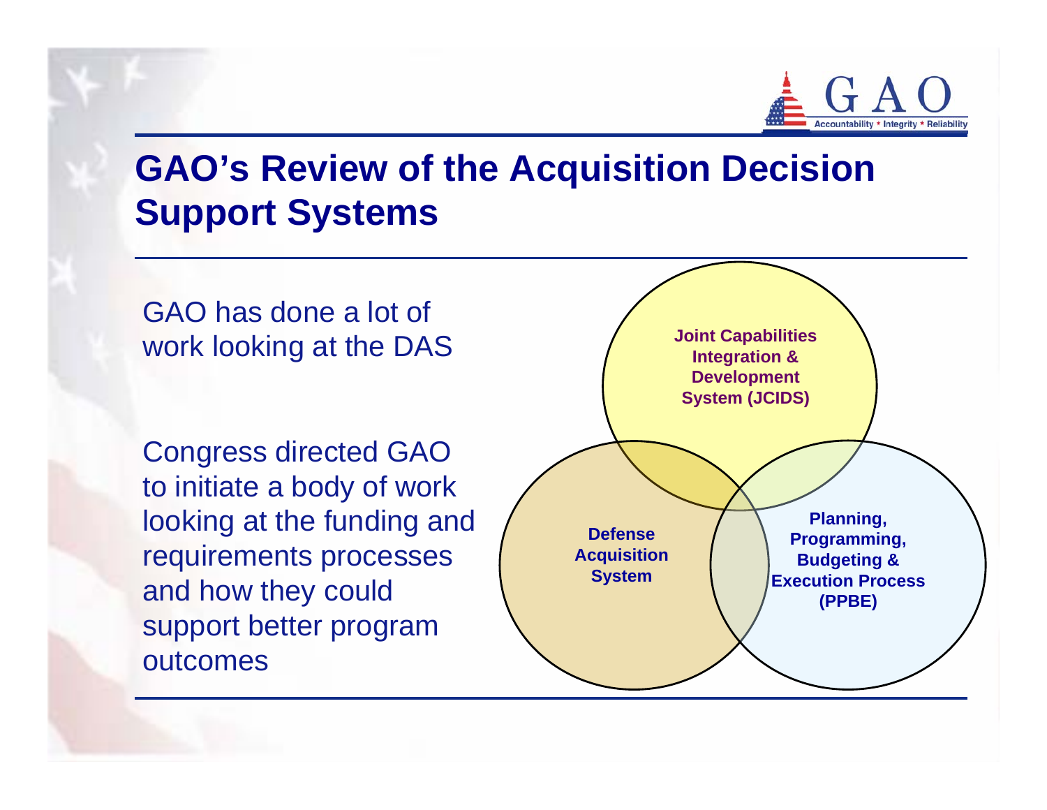# GAO's Review of the Acquisition Decision Support Systems

GAO has done a lot of work looking at the DAS

Congress directed GAO to initiate a body of work looking at the funding and requirements processes and how they could support better program outcomes

Joint Capabilities Integration & Development System (JCIDS)

Defense Acquisition System

Planning, Programming, Budgeting & Execution Process (PPBE)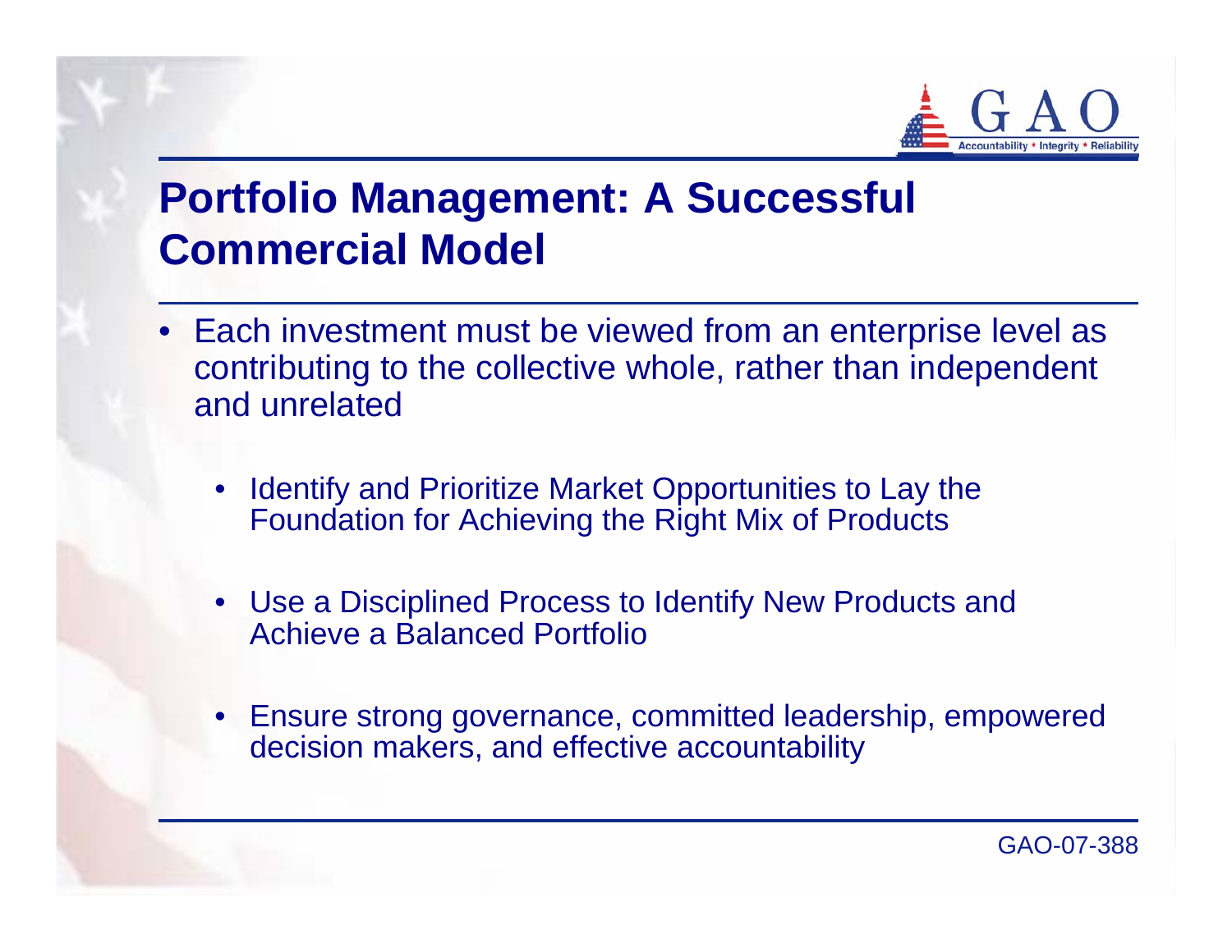# Portfolio Management: A Successful Commercial Model

- Each investment must be viewed from an enterprise level as contributing to the collective whole, rather than independent and unrelated
  - Identify and Prioritize Market Opportunities to Lay the Foundation for Achieving the Right Mix of Products
  - Use a Disciplined Process to Identify New Products and Achieve a Balanced Portfolio
  - Ensure strong governance, committed leadership, empowered decision makers, and effective accountability

GAO-07-388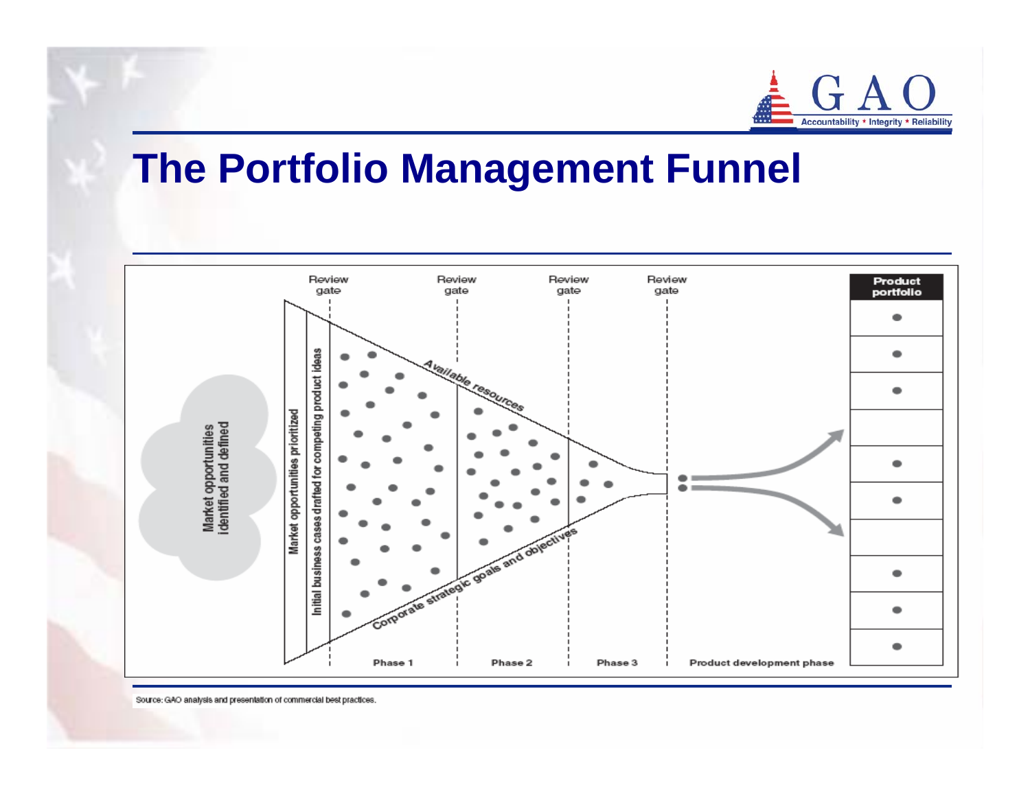# The Portfolio Management Funnel

Review gate | Review gate | Review gate | Review gate

Product portfolio

Market opportunities identified and defined

Market opportunities prioritized

Initial business cases drafted for competing product ideas

Available resources

Corporate strategic goals and objectives

Phase 1 | Phase 2 | Phase 3 | Product development phase

Source: GAO analysis and presentation of commercial best practices.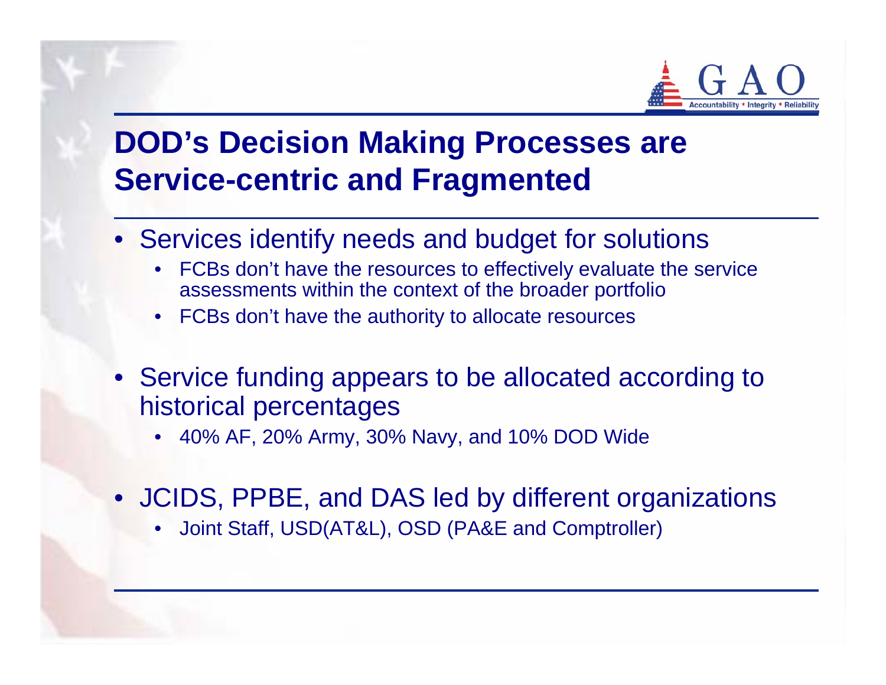# DOD's Decision Making Processes are Service-centric and Fragmented

- Services identify needs and budget for solutions
  - FCBs don't have the resources to effectively evaluate the service assessments within the context of the broader portfolio
  - FCBs don't have the authority to allocate resources
- Service funding appears to be allocated according to historical percentages
  - 40% AF, 20% Army, 30% Navy, and 10% DOD Wide
- JCIDS, PPBE, and DAS led by different organizations
  - Joint Staff, USD(AT&L), OSD (PA&E and Comptroller)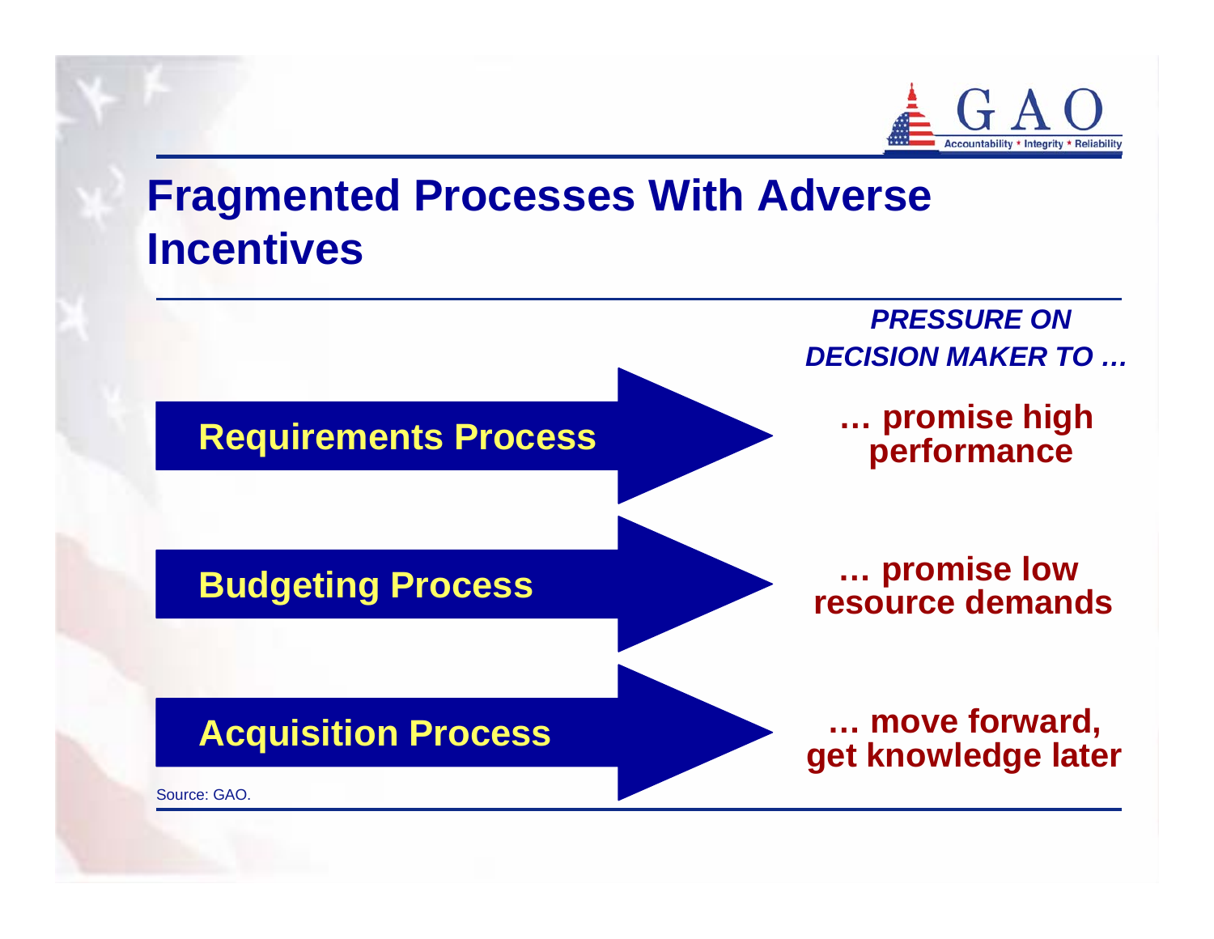# Fragmented Processes With Adverse Incentives

| | *PRESSURE ON DECISION MAKER TO …* |
|---|---|
| **Requirements Process** | **… promise high performance** |
| **Budgeting Process** | **… promise low resource demands** |
| **Acquisition Process** | **… move forward, get knowledge later** |

Source: GAO.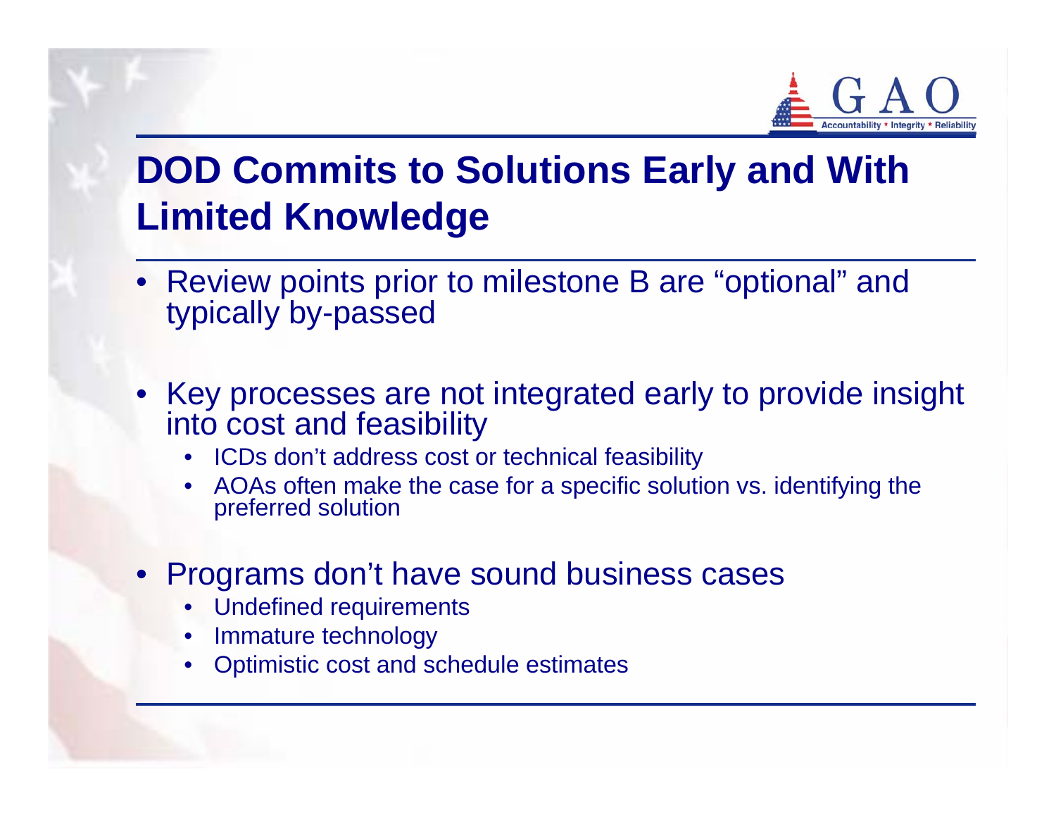# DOD Commits to Solutions Early and With Limited Knowledge

- Review points prior to milestone B are "optional" and typically by-passed
- Key processes are not integrated early to provide insight into cost and feasibility
  - ICDs don't address cost or technical feasibility
  - AOAs often make the case for a specific solution vs. identifying the preferred solution
- Programs don't have sound business cases
  - Undefined requirements
  - Immature technology
  - Optimistic cost and schedule estimates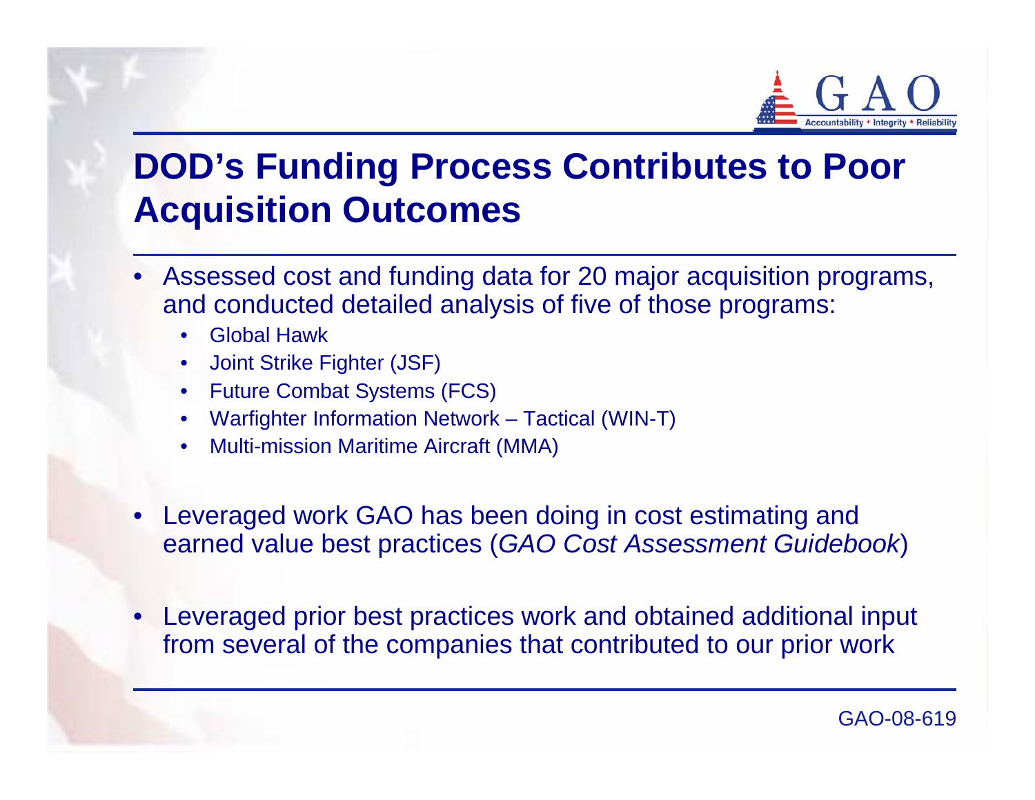# DOD's Funding Process Contributes to Poor Acquisition Outcomes

- Assessed cost and funding data for 20 major acquisition programs, and conducted detailed analysis of five of those programs:
  - Global Hawk
  - Joint Strike Fighter (JSF)
  - Future Combat Systems (FCS)
  - Warfighter Information Network – Tactical (WIN-T)
  - Multi-mission Maritime Aircraft (MMA)
- Leveraged work GAO has been doing in cost estimating and earned value best practices (*GAO Cost Assessment Guidebook*)
- Leveraged prior best practices work and obtained additional input from several of the companies that contributed to our prior work

GAO-08-619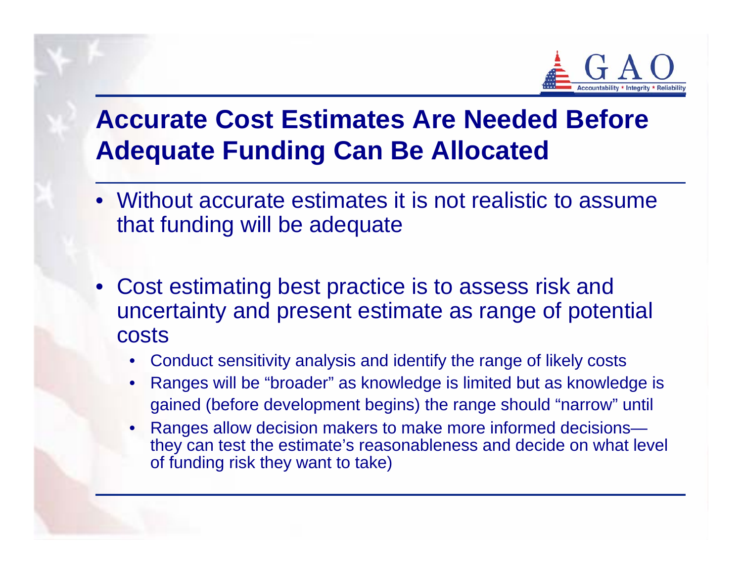# Accurate Cost Estimates Are Needed Before Adequate Funding Can Be Allocated

- Without accurate estimates it is not realistic to assume that funding will be adequate
- Cost estimating best practice is to assess risk and uncertainty and present estimate as range of potential costs
  - Conduct sensitivity analysis and identify the range of likely costs
  - Ranges will be “broader” as knowledge is limited but as knowledge is gained (before development begins) the range should “narrow” until
  - Ranges allow decision makers to make more informed decisions—they can test the estimate’s reasonableness and decide on what level of funding risk they want to take)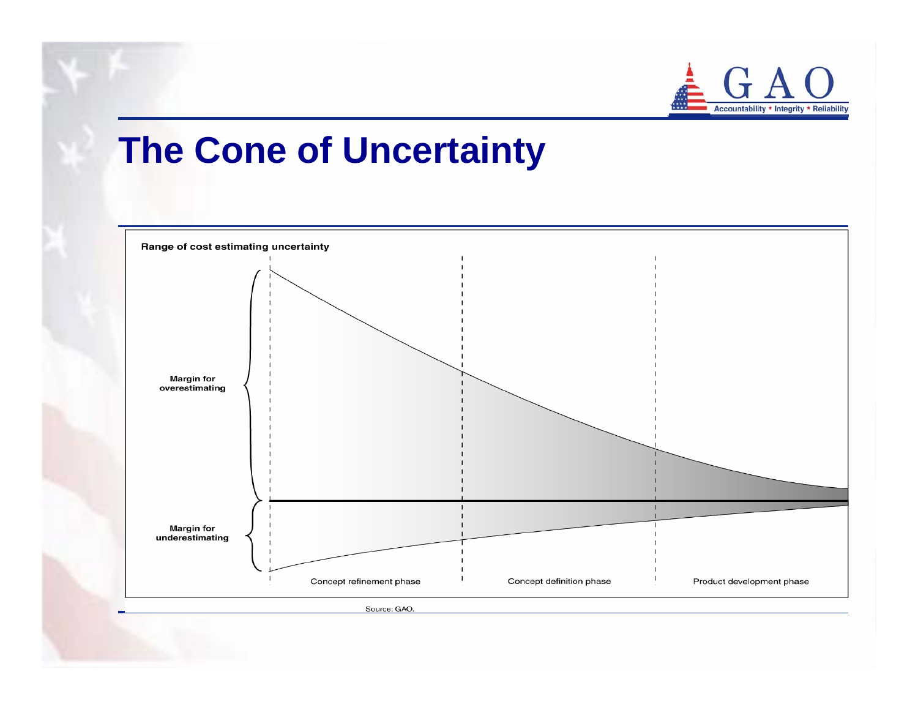# The Cone of Uncertainty

Range of cost estimating uncertainty

Margin for overestimating

Margin for underestimating

Concept refinement phase

Concept definition phase

Product development phase

Source: GAO.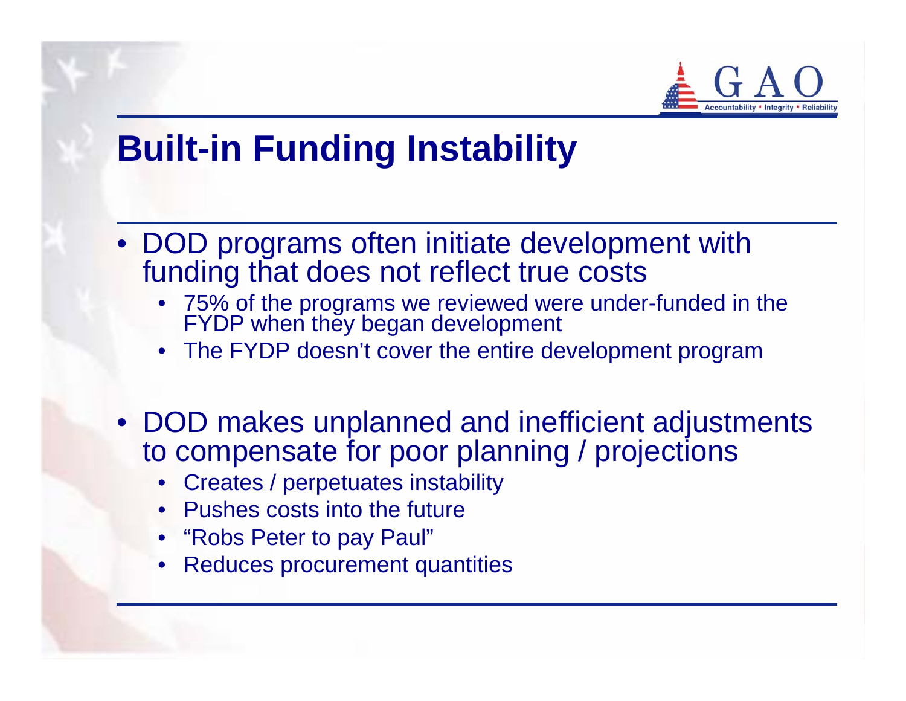# Built-in Funding Instability

- DOD programs often initiate development with funding that does not reflect true costs
  - 75% of the programs we reviewed were under-funded in the FYDP when they began development
  - The FYDP doesn't cover the entire development program
- DOD makes unplanned and inefficient adjustments to compensate for poor planning / projections
  - Creates / perpetuates instability
  - Pushes costs into the future
  - "Robs Peter to pay Paul"
  - Reduces procurement quantities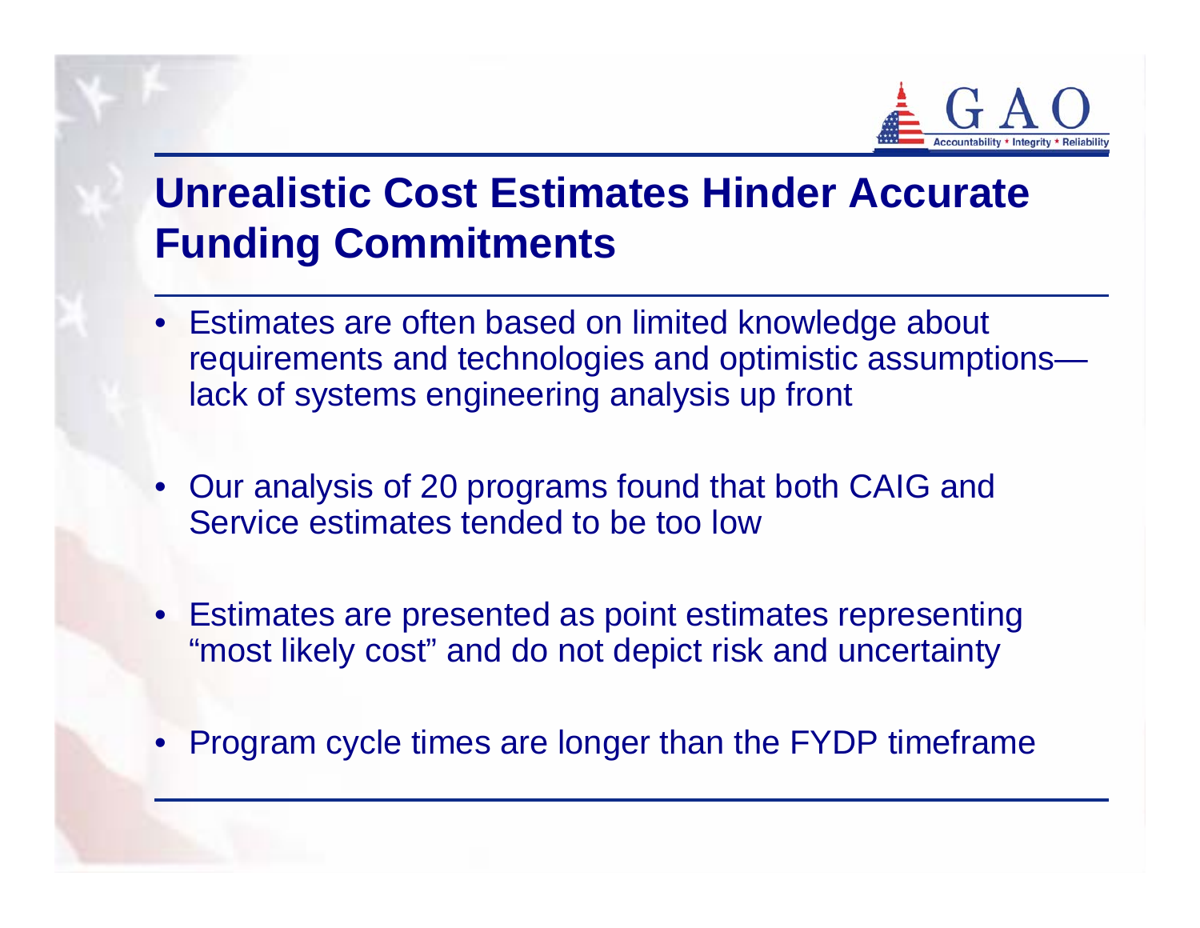## Unrealistic Cost Estimates Hinder Accurate Funding Commitments

- Estimates are often based on limited knowledge about requirements and technologies and optimistic assumptions—lack of systems engineering analysis up front
- Our analysis of 20 programs found that both CAIG and Service estimates tended to be too low
- Estimates are presented as point estimates representing "most likely cost" and do not depict risk and uncertainty
- Program cycle times are longer than the FYDP timeframe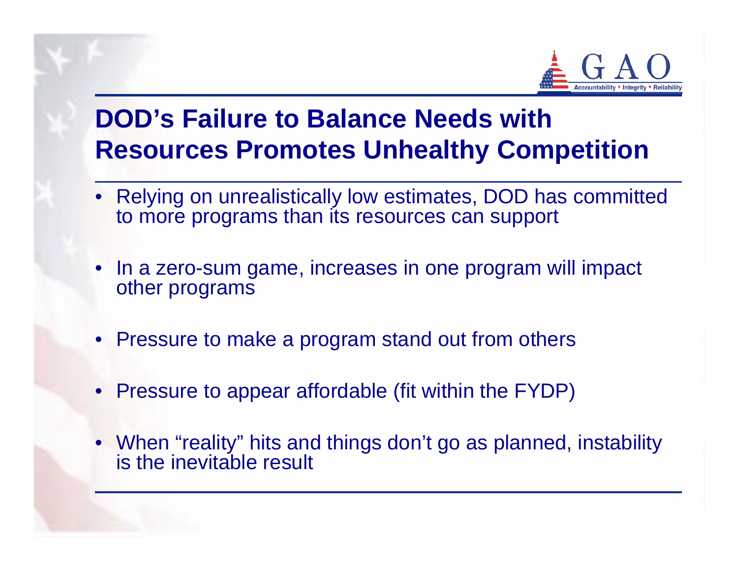# DOD's Failure to Balance Needs with Resources Promotes Unhealthy Competition

- Relying on unrealistically low estimates, DOD has committed to more programs than its resources can support
- In a zero-sum game, increases in one program will impact other programs
- Pressure to make a program stand out from others
- Pressure to appear affordable (fit within the FYDP)
- When "reality" hits and things don't go as planned, instability is the inevitable result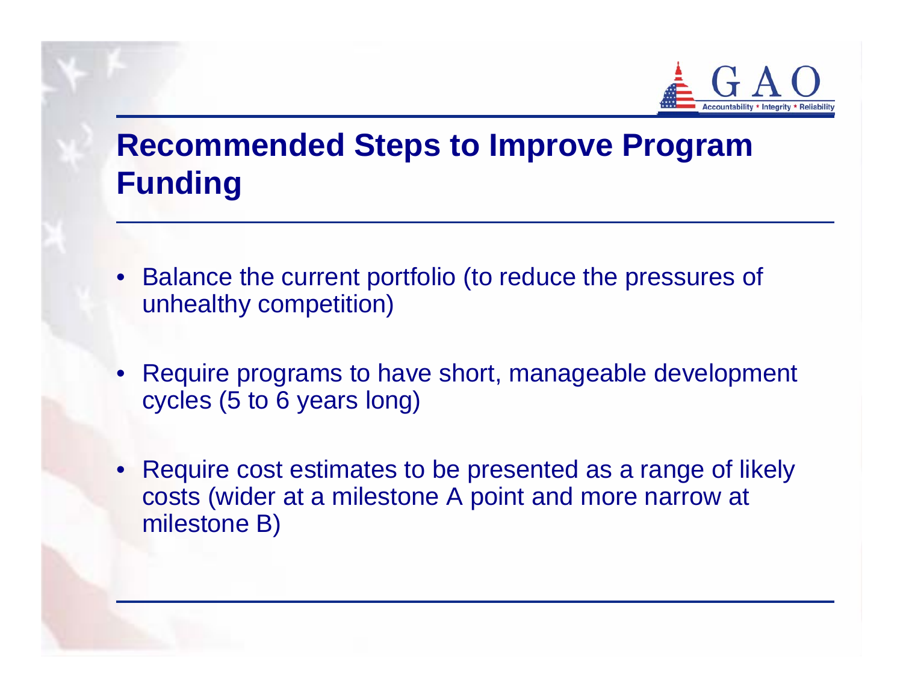# Recommended Steps to Improve Program Funding

- Balance the current portfolio (to reduce the pressures of unhealthy competition)
- Require programs to have short, manageable development cycles (5 to 6 years long)
- Require cost estimates to be presented as a range of likely costs (wider at a milestone A point and more narrow at milestone B)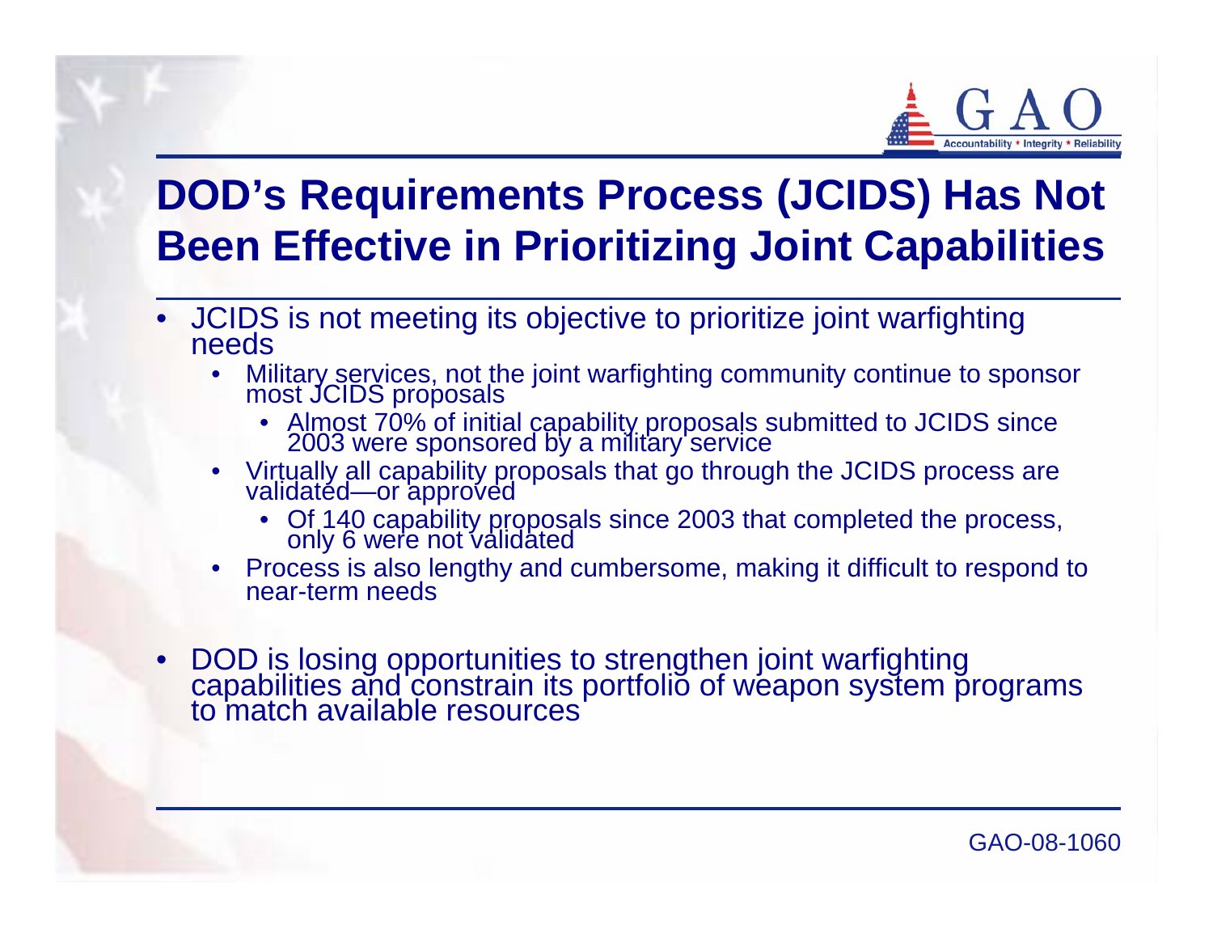# DOD's Requirements Process (JCIDS) Has Not Been Effective in Prioritizing Joint Capabilities

- JCIDS is not meeting its objective to prioritize joint warfighting needs
  - Military services, not the joint warfighting community continue to sponsor most JCIDS proposals
    - Almost 70% of initial capability proposals submitted to JCIDS since 2003 were sponsored by a military service
  - Virtually all capability proposals that go through the JCIDS process are validated—or approved
    - Of 140 capability proposals since 2003 that completed the process, only 6 were not validated
  - Process is also lengthy and cumbersome, making it difficult to respond to near-term needs
- DOD is losing opportunities to strengthen joint warfighting capabilities and constrain its portfolio of weapon system programs to match available resources

GAO-08-1060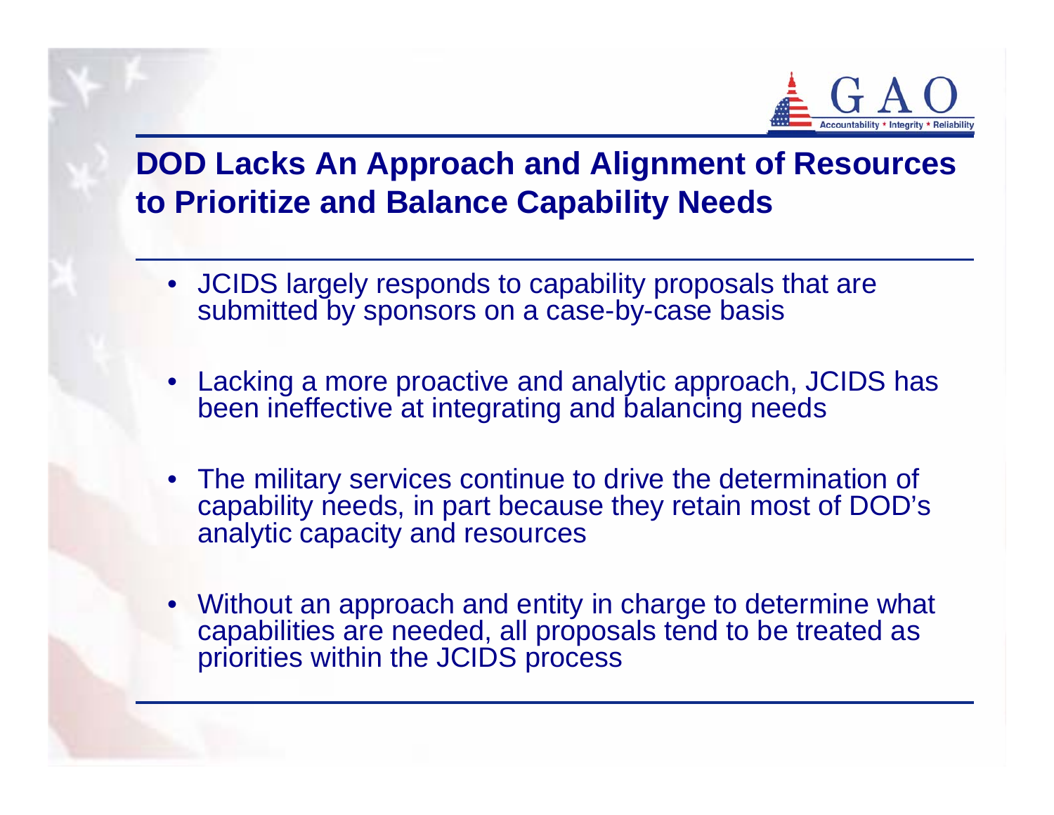## DOD Lacks An Approach and Alignment of Resources to Prioritize and Balance Capability Needs

- JCIDS largely responds to capability proposals that are submitted by sponsors on a case-by-case basis
- Lacking a more proactive and analytic approach, JCIDS has been ineffective at integrating and balancing needs
- The military services continue to drive the determination of capability needs, in part because they retain most of DOD's analytic capacity and resources
- Without an approach and entity in charge to determine what capabilities are needed, all proposals tend to be treated as priorities within the JCIDS process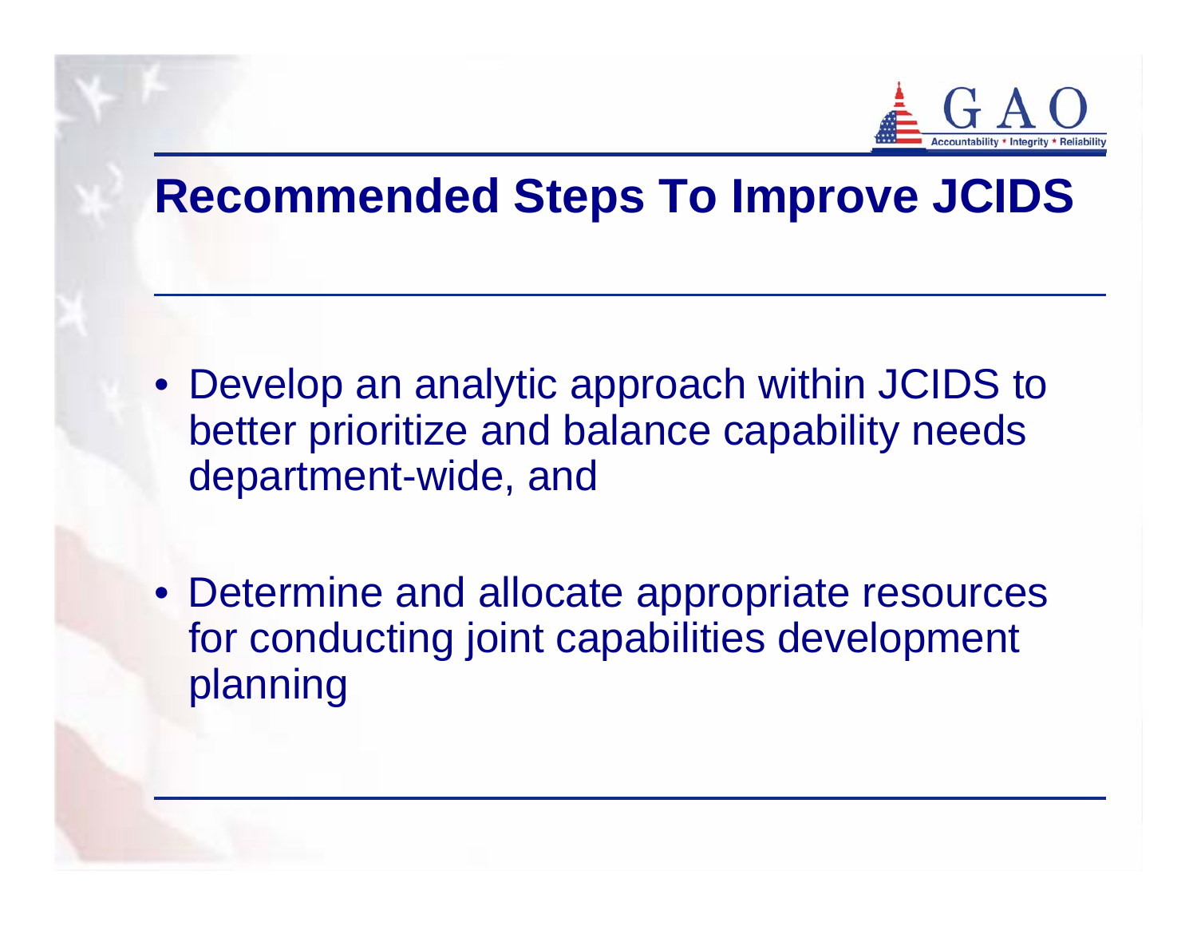# Recommended Steps To Improve JCIDS

- Develop an analytic approach within JCIDS to better prioritize and balance capability needs department-wide, and
- Determine and allocate appropriate resources for conducting joint capabilities development planning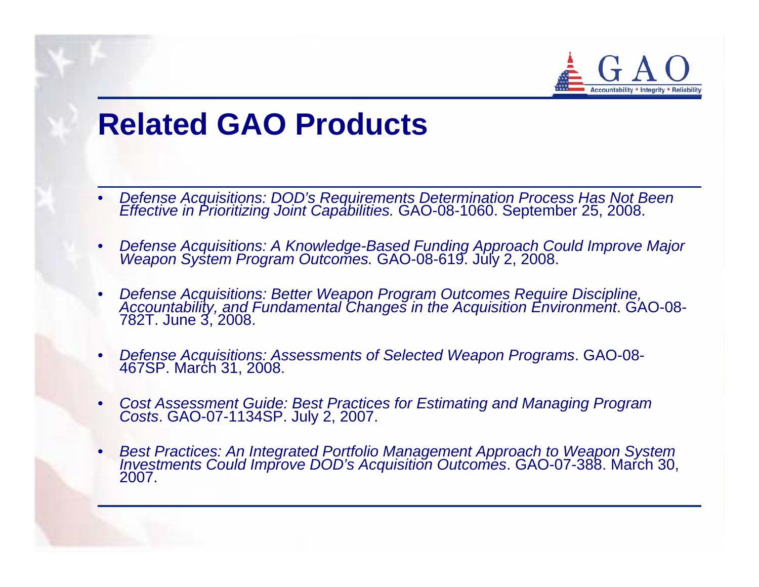# Related GAO Products

- *Defense Acquisitions: DOD's Requirements Determination Process Has Not Been Effective in Prioritizing Joint Capabilities.* GAO-08-1060. September 25, 2008.
- *Defense Acquisitions: A Knowledge-Based Funding Approach Could Improve Major Weapon System Program Outcomes.* GAO-08-619. July 2, 2008.
- *Defense Acquisitions: Better Weapon Program Outcomes Require Discipline, Accountability, and Fundamental Changes in the Acquisition Environment*. GAO-08-782T. June 3, 2008.
- *Defense Acquisitions: Assessments of Selected Weapon Programs*. GAO-08-467SP. March 31, 2008.
- *Cost Assessment Guide: Best Practices for Estimating and Managing Program Costs*. GAO-07-1134SP. July 2, 2007.
- *Best Practices: An Integrated Portfolio Management Approach to Weapon System Investments Could Improve DOD's Acquisition Outcomes*. GAO-07-388. March 30, 2007.